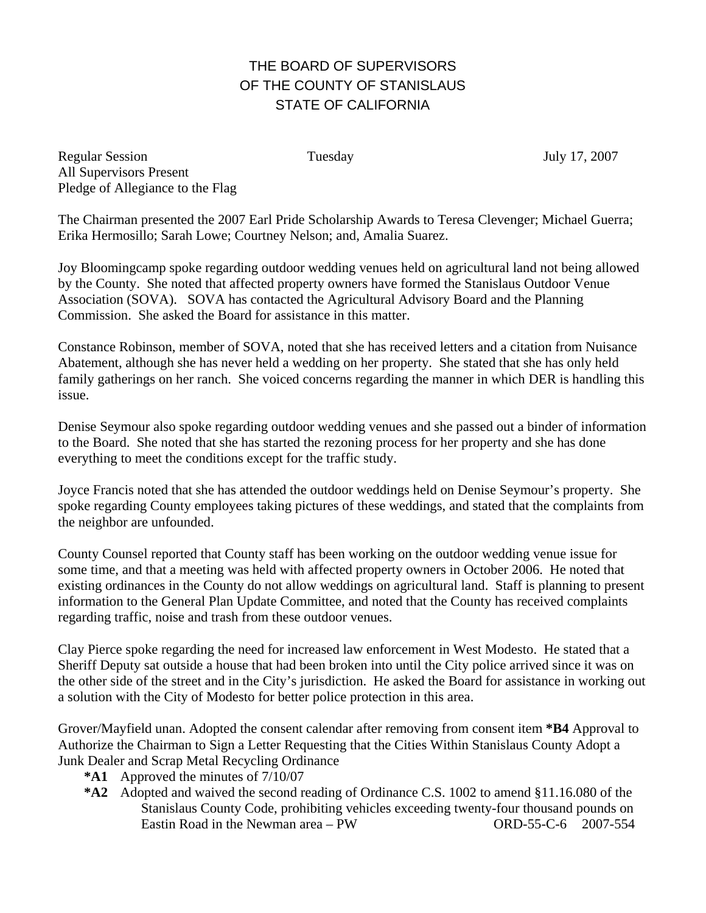# THE BOARD OF SUPERVISORS OF THE COUNTY OF STANISLAUS STATE OF CALIFORNIA

Regular Session Tuesday July 17, 2007
All Supervisors Present
Pledge of Allegiance to the Flag

The Chairman presented the 2007 Earl Pride Scholarship Awards to Teresa Clevenger; Michael Guerra; Erika Hermosillo; Sarah Lowe; Courtney Nelson; and, Amalia Suarez.

Joy Bloomingcamp spoke regarding outdoor wedding venues held on agricultural land not being allowed by the County. She noted that affected property owners have formed the Stanislaus Outdoor Venue Association (SOVA). SOVA has contacted the Agricultural Advisory Board and the Planning Commission. She asked the Board for assistance in this matter.

Constance Robinson, member of SOVA, noted that she has received letters and a citation from Nuisance Abatement, although she has never held a wedding on her property. She stated that she has only held family gatherings on her ranch. She voiced concerns regarding the manner in which DER is handling this issue.

Denise Seymour also spoke regarding outdoor wedding venues and she passed out a binder of information to the Board. She noted that she has started the rezoning process for her property and she has done everything to meet the conditions except for the traffic study.

Joyce Francis noted that she has attended the outdoor weddings held on Denise Seymour's property. She spoke regarding County employees taking pictures of these weddings, and stated that the complaints from the neighbor are unfounded.

County Counsel reported that County staff has been working on the outdoor wedding venue issue for some time, and that a meeting was held with affected property owners in October 2006. He noted that existing ordinances in the County do not allow weddings on agricultural land. Staff is planning to present information to the General Plan Update Committee, and noted that the County has received complaints regarding traffic, noise and trash from these outdoor venues.

Clay Pierce spoke regarding the need for increased law enforcement in West Modesto. He stated that a Sheriff Deputy sat outside a house that had been broken into until the City police arrived since it was on the other side of the street and in the City's jurisdiction. He asked the Board for assistance in working out a solution with the City of Modesto for better police protection in this area.

Grover/Mayfield unan. Adopted the consent calendar after removing from consent item **\*B4** Approval to Authorize the Chairman to Sign a Letter Requesting that the Cities Within Stanislaus County Adopt a Junk Dealer and Scrap Metal Recycling Ordinance

- **\*A1** Approved the minutes of 7/10/07
- **\*A2** Adopted and waived the second reading of Ordinance C.S. 1002 to amend §11.16.080 of the Stanislaus County Code, prohibiting vehicles exceeding twenty-four thousand pounds on Eastin Road in the Newman area – PW ORD-55-C-6 2007-554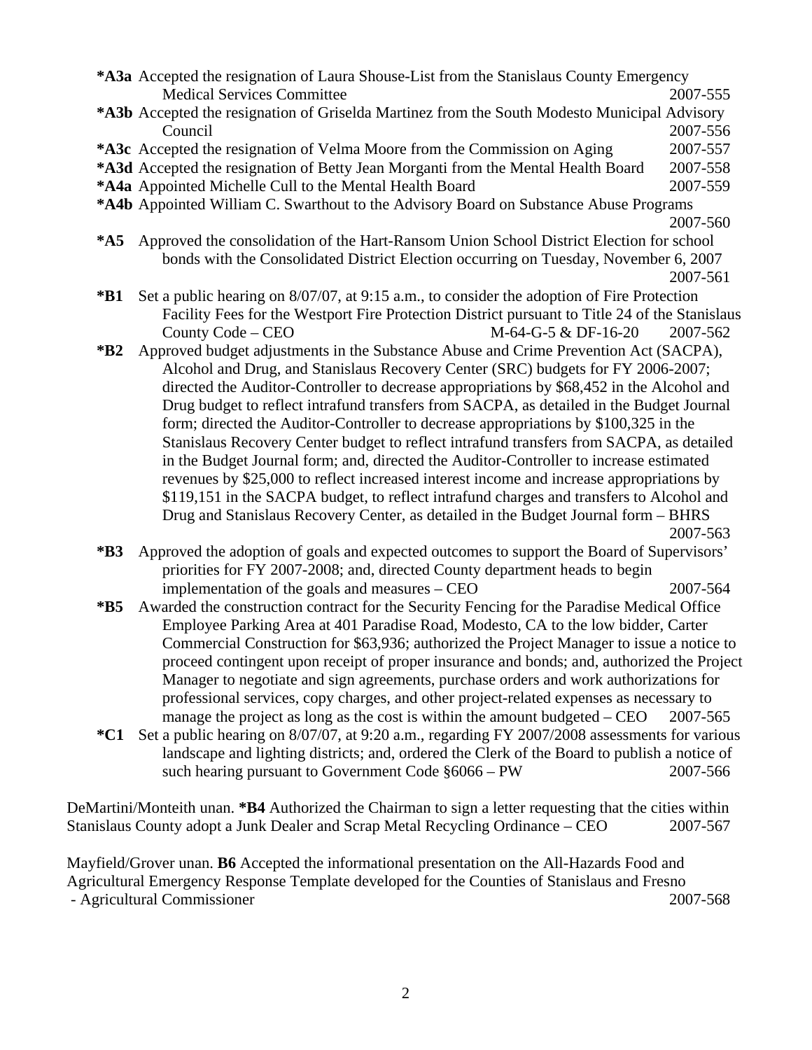**\*A3a** Accepted the resignation of Laura Shouse-List from the Stanislaus County Emergency Medical Services Committee 2007-555

**\*A3b** Accepted the resignation of Griselda Martinez from the South Modesto Municipal Advisory Council 2007-556

**\*A3c** Accepted the resignation of Velma Moore from the Commission on Aging 2007-557

**\*A3d** Accepted the resignation of Betty Jean Morganti from the Mental Health Board 2007-558

**\*A4a** Appointed Michelle Cull to the Mental Health Board 2007-559

**\*A4b** Appointed William C. Swarthout to the Advisory Board on Substance Abuse Programs 2007-560

**\*A5** Approved the consolidation of the Hart-Ransom Union School District Election for school bonds with the Consolidated District Election occurring on Tuesday, November 6, 2007 2007-561

**\*B1** Set a public hearing on 8/07/07, at 9:15 a.m., to consider the adoption of Fire Protection Facility Fees for the Westport Fire Protection District pursuant to Title 24 of the Stanislaus County Code – CEO M-64-G-5 & DF-16-20 2007-562

**\*B2** Approved budget adjustments in the Substance Abuse and Crime Prevention Act (SACPA), Alcohol and Drug, and Stanislaus Recovery Center (SRC) budgets for FY 2006-2007; directed the Auditor-Controller to decrease appropriations by $68,452 in the Alcohol and Drug budget to reflect intrafund transfers from SACPA, as detailed in the Budget Journal form; directed the Auditor-Controller to decrease appropriations by $100,325 in the Stanislaus Recovery Center budget to reflect intrafund transfers from SACPA, as detailed in the Budget Journal form; and, directed the Auditor-Controller to increase estimated revenues by $25,000 to reflect increased interest income and increase appropriations by $119,151 in the SACPA budget, to reflect intrafund charges and transfers to Alcohol and Drug and Stanislaus Recovery Center, as detailed in the Budget Journal form – BHRS 2007-563

**\*B3** Approved the adoption of goals and expected outcomes to support the Board of Supervisors' priorities for FY 2007-2008; and, directed County department heads to begin implementation of the goals and measures – CEO 2007-564

**\*B5** Awarded the construction contract for the Security Fencing for the Paradise Medical Office Employee Parking Area at 401 Paradise Road, Modesto, CA to the low bidder, Carter Commercial Construction for $63,936; authorized the Project Manager to issue a notice to proceed contingent upon receipt of proper insurance and bonds; and, authorized the Project Manager to negotiate and sign agreements, purchase orders and work authorizations for professional services, copy charges, and other project-related expenses as necessary to manage the project as long as the cost is within the amount budgeted – CEO 2007-565

**\*C1** Set a public hearing on 8/07/07, at 9:20 a.m., regarding FY 2007/2008 assessments for various landscape and lighting districts; and, ordered the Clerk of the Board to publish a notice of such hearing pursuant to Government Code §6066 – PW 2007-566

DeMartini/Monteith unan. **\*B4** Authorized the Chairman to sign a letter requesting that the cities within Stanislaus County adopt a Junk Dealer and Scrap Metal Recycling Ordinance – CEO 2007-567

Mayfield/Grover unan. **B6** Accepted the informational presentation on the All-Hazards Food and Agricultural Emergency Response Template developed for the Counties of Stanislaus and Fresno - Agricultural Commissioner 2007-568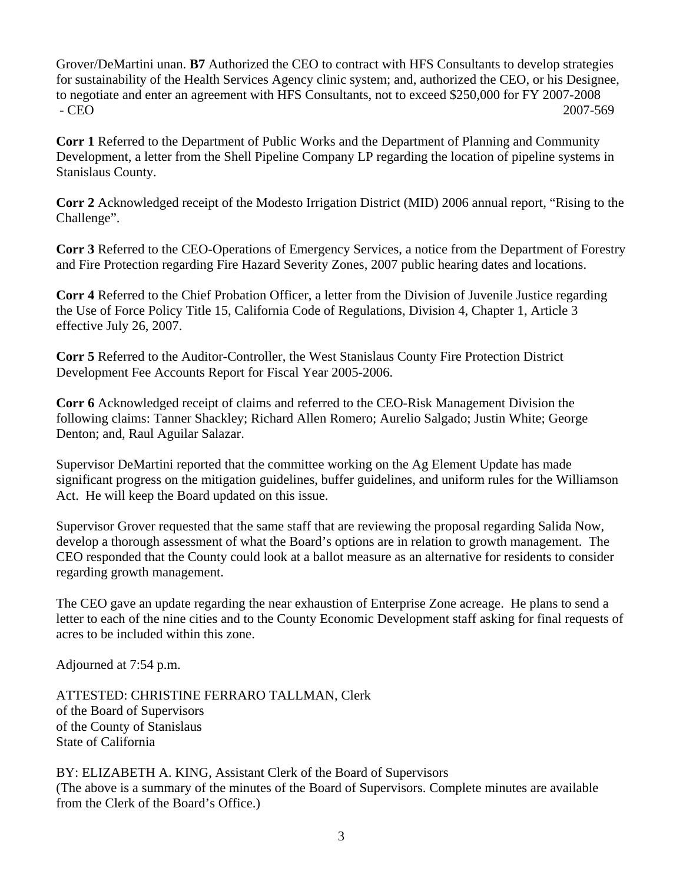Grover/DeMartini unan. **B7** Authorized the CEO to contract with HFS Consultants to develop strategies for sustainability of the Health Services Agency clinic system; and, authorized the CEO, or his Designee, to negotiate and enter an agreement with HFS Consultants, not to exceed $250,000 for FY 2007-2008 - CEO 2007-569

**Corr 1** Referred to the Department of Public Works and the Department of Planning and Community Development, a letter from the Shell Pipeline Company LP regarding the location of pipeline systems in Stanislaus County.

**Corr 2** Acknowledged receipt of the Modesto Irrigation District (MID) 2006 annual report, "Rising to the Challenge".

**Corr 3** Referred to the CEO-Operations of Emergency Services, a notice from the Department of Forestry and Fire Protection regarding Fire Hazard Severity Zones, 2007 public hearing dates and locations.

**Corr 4** Referred to the Chief Probation Officer, a letter from the Division of Juvenile Justice regarding the Use of Force Policy Title 15, California Code of Regulations, Division 4, Chapter 1, Article 3 effective July 26, 2007.

**Corr 5** Referred to the Auditor-Controller, the West Stanislaus County Fire Protection District Development Fee Accounts Report for Fiscal Year 2005-2006.

**Corr 6** Acknowledged receipt of claims and referred to the CEO-Risk Management Division the following claims: Tanner Shackley; Richard Allen Romero; Aurelio Salgado; Justin White; George Denton; and, Raul Aguilar Salazar.

Supervisor DeMartini reported that the committee working on the Ag Element Update has made significant progress on the mitigation guidelines, buffer guidelines, and uniform rules for the Williamson Act. He will keep the Board updated on this issue.

Supervisor Grover requested that the same staff that are reviewing the proposal regarding Salida Now, develop a thorough assessment of what the Board's options are in relation to growth management. The CEO responded that the County could look at a ballot measure as an alternative for residents to consider regarding growth management.

The CEO gave an update regarding the near exhaustion of Enterprise Zone acreage. He plans to send a letter to each of the nine cities and to the County Economic Development staff asking for final requests of acres to be included within this zone.

Adjourned at 7:54 p.m.

ATTESTED: CHRISTINE FERRARO TALLMAN, Clerk
of the Board of Supervisors
of the County of Stanislaus
State of California

BY: ELIZABETH A. KING, Assistant Clerk of the Board of Supervisors
(The above is a summary of the minutes of the Board of Supervisors. Complete minutes are available from the Clerk of the Board's Office.)